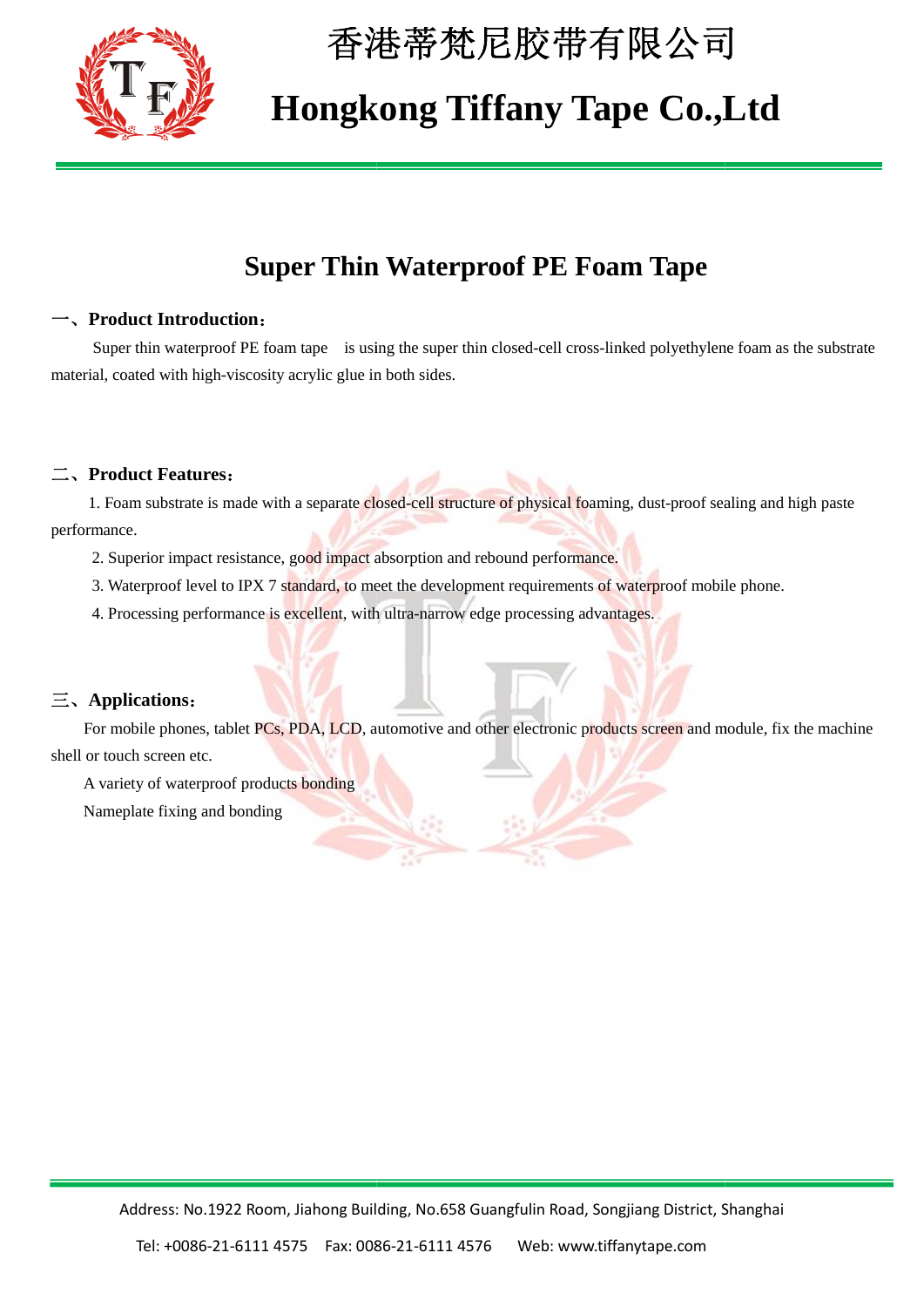# 香港蒂梵尼胶带有限公司

# Hongkong Tiffany Tape Co.,Ltd

## Super Thin Waterproof PE Foam Tape

### 一、Product Introduction：

Super thin waterproof PE foam tape is using the super thin closed-cell cross-linked polyethylene foam as the substrate material, coated with high-viscosity acrylic glue in both sides.

### 二、Product Features：

1. Foam substrate is made with a separate closed-cell structure of physical foaming, dust-proof sealing and high paste performance.
2. Superior impact resistance, good impact absorption and rebound performance.
3. Waterproof level to IPX 7 standard, to meet the development requirements of waterproof mobile phone.
4. Processing performance is excellent, with ultra-narrow edge processing advantages.

### 三、Applications：

For mobile phones, tablet PCs, PDA, LCD, automotive and other electronic products screen and module, fix the machine shell or touch screen etc.

A variety of waterproof products bonding

Nameplate fixing and bonding

Address: No.1922 Room, Jiahong Building, No.658 Guangfulin Road, Songjiang District, Shanghai

Tel: +0086-21-6111 4575 Fax: 0086-21-6111 4576 Web: www.tiffanytape.com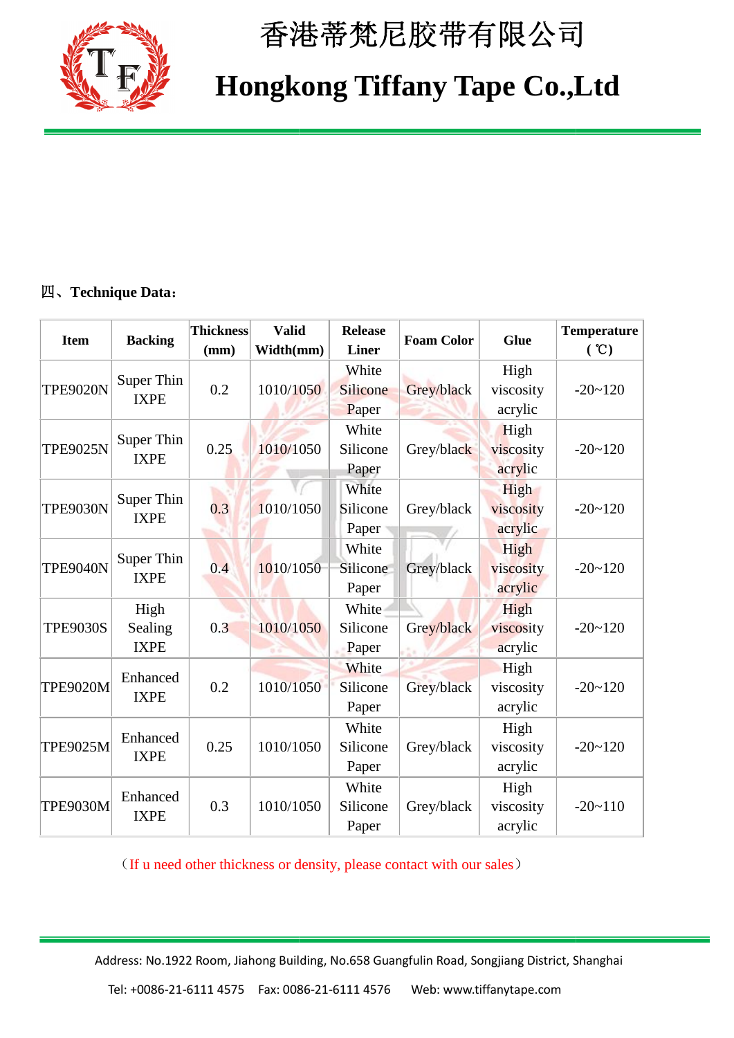## 四、Technique Data：

| Item | Backing | Thickness (mm) | Valid Width(mm) | Release Liner | Foam Color | Glue | Temperature (℃) |
|---|---|---|---|---|---|---|---|
| TPE9020N | Super Thin IXPE | 0.2 | 1010/1050 | White Silicone Paper | Grey/black | High viscosity acrylic | -20~120 |
| TPE9025N | Super Thin IXPE | 0.25 | 1010/1050 | White Silicone Paper | Grey/black | High viscosity acrylic | -20~120 |
| TPE9030N | Super Thin IXPE | 0.3 | 1010/1050 | White Silicone Paper | Grey/black | High viscosity acrylic | -20~120 |
| TPE9040N | Super Thin IXPE | 0.4 | 1010/1050 | White Silicone Paper | Grey/black | High viscosity acrylic | -20~120 |
| TPE9030S | High Sealing IXPE | 0.3 | 1010/1050 | White Silicone Paper | Grey/black | High viscosity acrylic | -20~120 |
| TPE9020M | Enhanced IXPE | 0.2 | 1010/1050 | White Silicone Paper | Grey/black | High viscosity acrylic | -20~120 |
| TPE9025M | Enhanced IXPE | 0.25 | 1010/1050 | White Silicone Paper | Grey/black | High viscosity acrylic | -20~120 |
| TPE9030M | Enhanced IXPE | 0.3 | 1010/1050 | White Silicone Paper | Grey/black | High viscosity acrylic | -20~110 |

（If u need other thickness or density, please contact with our sales）